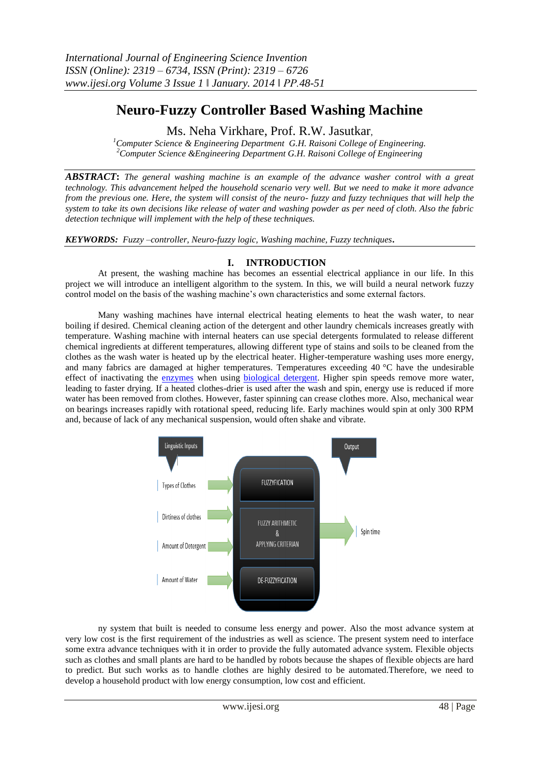# Neuro-Fuzzy Controller Based Washing Machine

Ms. Neha Virkhare, Prof. R.W. Jasutkar,

[1]*Computer Science & Engineering Department G.H. Raisoni College of Engineering.*
[2]*Computer Science &Engineering Department G.H. Raisoni College of Engineering*

***ABSTRACT*:** *The general washing machine is an example of the advance washer control with a great technology. This advancement helped the household scenario very well. But we need to make it more advance from the previous one. Here, the system will consist of the neuro- fuzzy and fuzzy techniques that will help the system to take its own decisions like release of water and washing powder as per need of cloth. Also the fabric detection technique will implement with the help of these techniques.*

***KEYWORDS:*** *Fuzzy –controller, Neuro-fuzzy logic, Washing machine, Fuzzy techniques***.**

## I. INTRODUCTION

At present, the washing machine has becomes an essential electrical appliance in our life. In this project we will introduce an intelligent algorithm to the system. In this, we will build a neural network fuzzy control model on the basis of the washing machine's own characteristics and some external factors.

Many washing machines have internal electrical heating elements to heat the wash water, to near boiling if desired. Chemical cleaning action of the detergent and other laundry chemicals increases greatly with temperature. Washing machine with internal heaters can use special detergents formulated to release different chemical ingredients at different temperatures, allowing different type of stains and soils to be cleaned from the clothes as the wash water is heated up by the electrical heater. Higher-temperature washing uses more energy, and many fabrics are damaged at higher temperatures. Temperatures exceeding 40 °C have the undesirable effect of inactivating the enzymes when using biological detergent. Higher spin speeds remove more water, leading to faster drying. If a heated clothes-drier is used after the wash and spin, energy use is reduced if more water has been removed from clothes. However, faster spinning can crease clothes more. Also, mechanical wear on bearings increases rapidly with rotational speed, reducing life. Early machines would spin at only 300 RPM and, because of lack of any mechanical suspension, would often shake and vibrate.

Linguistic Inputs: Types of Clothes, Dirtiness of clothes, Amount of Detergent, Amount of Water → FUZZYFICATION → FUZZY ARITHMETIC & APPLYING CRITERIAN → DE-FUZZYFICATION → Output: Spin time

ny system that built is needed to consume less energy and power. Also the most advance system at very low cost is the first requirement of the industries as well as science. The present system need to interface some extra advance techniques with it in order to provide the fully automated advance system. Flexible objects such as clothes and small plants are hard to be handled by robots because the shapes of flexible objects are hard to predict. But such works as to handle clothes are highly desired to be automated.Therefore, we need to develop a household product with low energy consumption, low cost and efficient.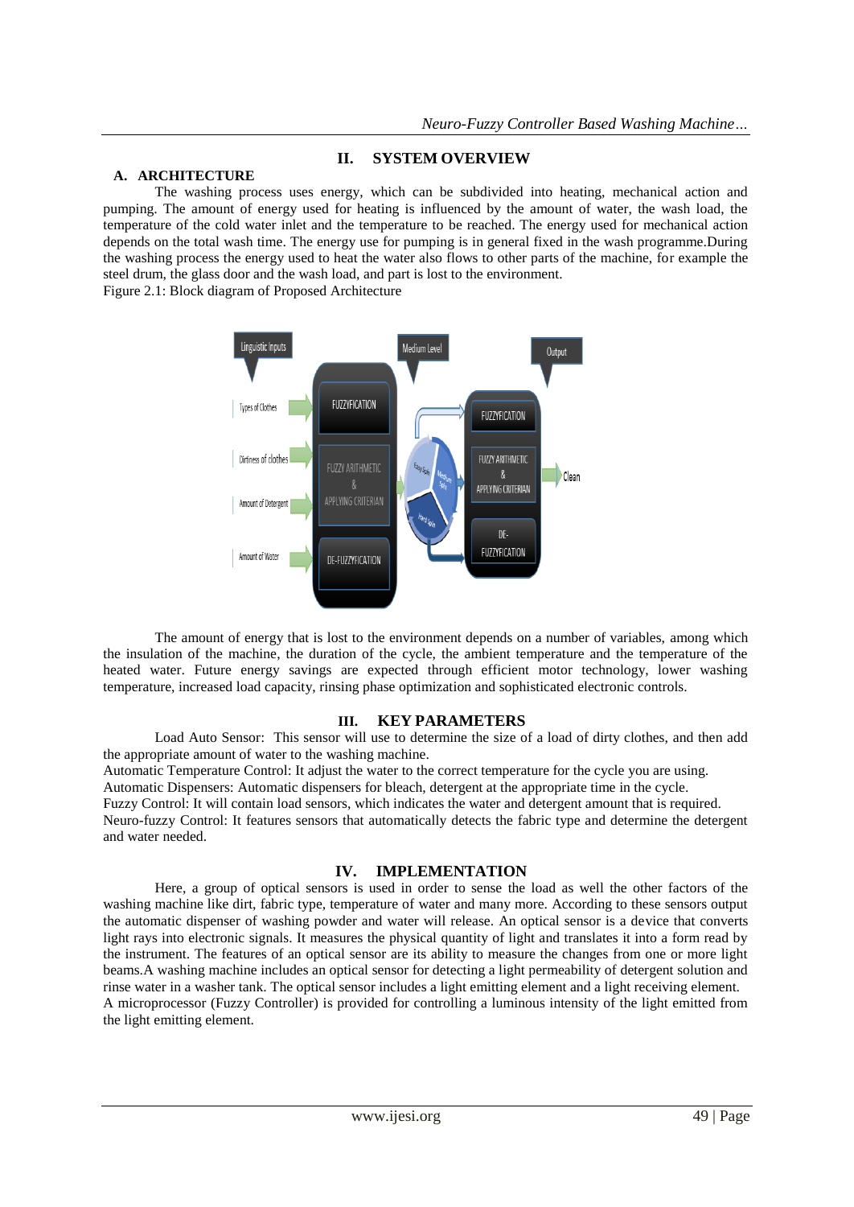## II. SYSTEM OVERVIEW

### A. ARCHITECTURE

The washing process uses energy, which can be subdivided into heating, mechanical action and pumping. The amount of energy used for heating is influenced by the amount of water, the wash load, the temperature of the cold water inlet and the temperature to be reached. The energy used for mechanical action depends on the total wash time. The energy use for pumping is in general fixed in the wash programme.During the washing process the energy used to heat the water also flows to other parts of the machine, for example the steel drum, the glass door and the wash load, and part is lost to the environment.

Figure 2.1: Block diagram of Proposed Architecture

The amount of energy that is lost to the environment depends on a number of variables, among which the insulation of the machine, the duration of the cycle, the ambient temperature and the temperature of the heated water. Future energy savings are expected through efficient motor technology, lower washing temperature, increased load capacity, rinsing phase optimization and sophisticated electronic controls.

## III. KEY PARAMETERS

Load Auto Sensor: This sensor will use to determine the size of a load of dirty clothes, and then add the appropriate amount of water to the washing machine.

Automatic Temperature Control: It adjust the water to the correct temperature for the cycle you are using.

Automatic Dispensers: Automatic dispensers for bleach, detergent at the appropriate time in the cycle.

Fuzzy Control: It will contain load sensors, which indicates the water and detergent amount that is required.

Neuro-fuzzy Control: It features sensors that automatically detects the fabric type and determine the detergent and water needed.

## IV. IMPLEMENTATION

Here, a group of optical sensors is used in order to sense the load as well the other factors of the washing machine like dirt, fabric type, temperature of water and many more. According to these sensors output the automatic dispenser of washing powder and water will release. An optical sensor is a device that converts light rays into electronic signals. It measures the physical quantity of light and translates it into a form read by the instrument. The features of an optical sensor are its ability to measure the changes from one or more light beams.A washing machine includes an optical sensor for detecting a light permeability of detergent solution and rinse water in a washer tank. The optical sensor includes a light emitting element and a light receiving element.

A microprocessor (Fuzzy Controller) is provided for controlling a luminous intensity of the light emitted from the light emitting element.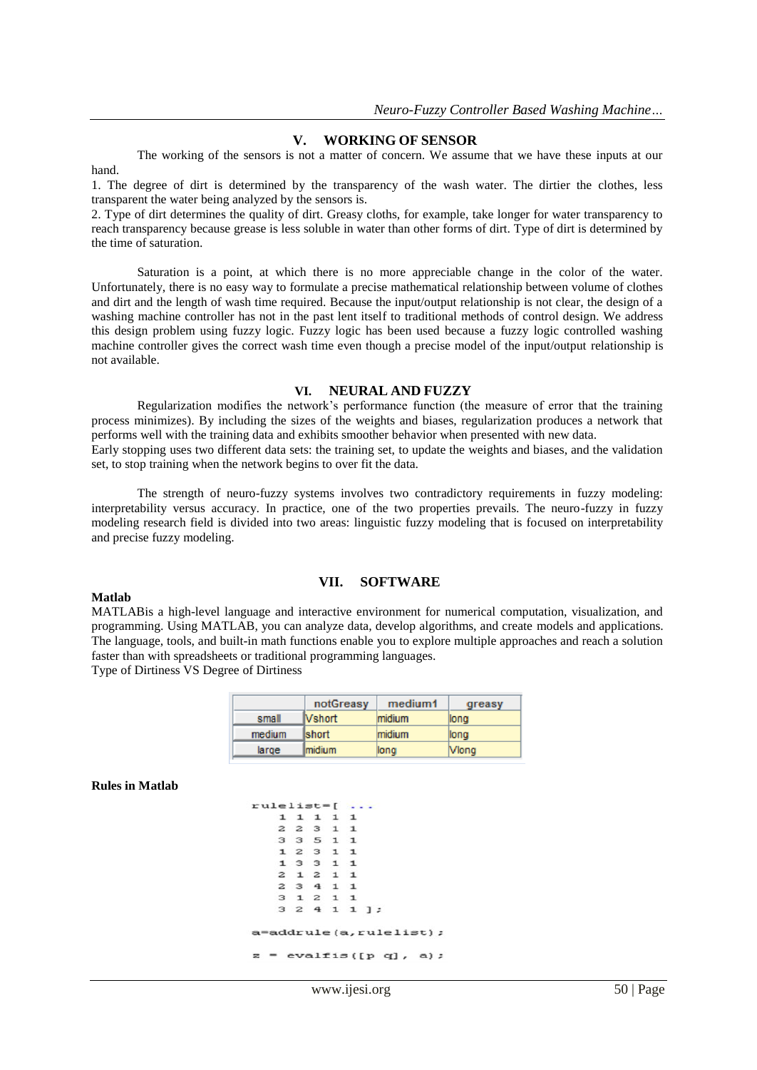## V. WORKING OF SENSOR

The working of the sensors is not a matter of concern. We assume that we have these inputs at our hand.

1. The degree of dirt is determined by the transparency of the wash water. The dirtier the clothes, less transparent the water being analyzed by the sensors is.
2. Type of dirt determines the quality of dirt. Greasy cloths, for example, take longer for water transparency to reach transparency because grease is less soluble in water than other forms of dirt. Type of dirt is determined by the time of saturation.

Saturation is a point, at which there is no more appreciable change in the color of the water. Unfortunately, there is no easy way to formulate a precise mathematical relationship between volume of clothes and dirt and the length of wash time required. Because the input/output relationship is not clear, the design of a washing machine controller has not in the past lent itself to traditional methods of control design. We address this design problem using fuzzy logic. Fuzzy logic has been used because a fuzzy logic controlled washing machine controller gives the correct wash time even though a precise model of the input/output relationship is not available.

## VI. NEURAL AND FUZZY

Regularization modifies the network's performance function (the measure of error that the training process minimizes). By including the sizes of the weights and biases, regularization produces a network that performs well with the training data and exhibits smoother behavior when presented with new data.
Early stopping uses two different data sets: the training set, to update the weights and biases, and the validation set, to stop training when the network begins to over fit the data.

The strength of neuro-fuzzy systems involves two contradictory requirements in fuzzy modeling: interpretability versus accuracy. In practice, one of the two properties prevails. The neuro-fuzzy in fuzzy modeling research field is divided into two areas: linguistic fuzzy modeling that is focused on interpretability and precise fuzzy modeling.

## VII. SOFTWARE

**Matlab**

MATLABis a high-level language and interactive environment for numerical computation, visualization, and programming. Using MATLAB, you can analyze data, develop algorithms, and create models and applications. The language, tools, and built-in math functions enable you to explore multiple approaches and reach a solution faster than with spreadsheets or traditional programming languages.
Type of Dirtiness VS Degree of Dirtiness

| | notGreasy | medium1 | greasy |
|---|---|---|---|
| small | Vshort | midium | long |
| medium | short | midium | long |
| large | midium | long | Vlong |

**Rules in Matlab**

```
rulelist=[ ...
    1 1 1 1 1
    2 2 3 1 1
    3 3 5 1 1
    1 2 3 1 1
    1 3 3 1 1
    2 1 2 1 1
    2 3 4 1 1
    3 1 2 1 1
    3 2 4 1 1 ];

a=addrule(a,rulelist);

z = evalfis([p q], a);
```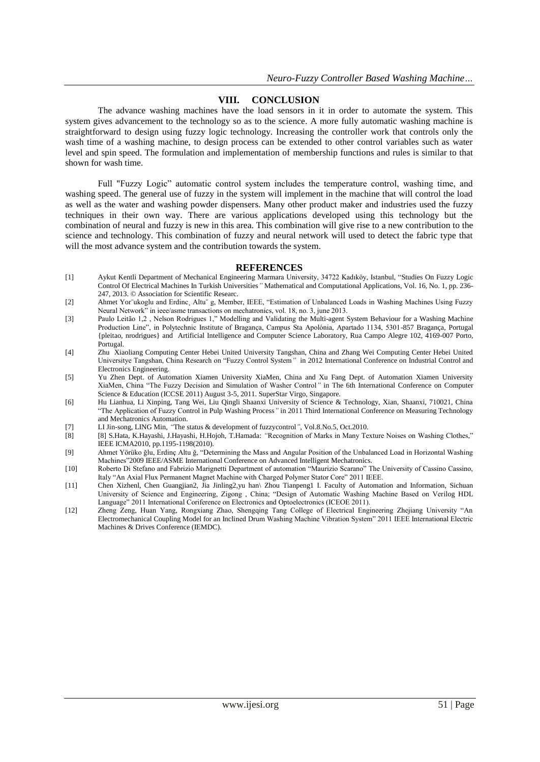## VIII. CONCLUSION

The advance washing machines have the load sensors in it in order to automate the system. This system gives advancement to the technology so as to the science. A more fully automatic washing machine is straightforward to design using fuzzy logic technology. Increasing the controller work that controls only the wash time of a washing machine, to design process can be extended to other control variables such as water level and spin speed. The formulation and implementation of membership functions and rules is similar to that shown for wash time.

Full "Fuzzy Logic" automatic control system includes the temperature control, washing time, and washing speed. The general use of fuzzy in the system will implement in the machine that will control the load as well as the water and washing powder dispensers. Many other product maker and industries used the fuzzy techniques in their own way. There are various applications developed using this technology but the combination of neural and fuzzy is new in this area. This combination will give rise to a new contribution to the science and technology. This combination of fuzzy and neural network will used to detect the fabric type that will the most advance system and the contribution towards the system.

## REFERENCES

[1] Aykut Kentli Department of Mechanical Engineering Marmara University, 34722 Kadıköy, Istanbul, "Studies On Fuzzy Logic Control Of Electrical Machines In Turkish Universities" Mathematical and Computational Applications, Vol. 16, No. 1, pp. 236-247, 2013. © Association for Scientific Researc.

[2] Ahmet Yor¨ukoglu and Erdinc¸ Altu˘ g, Member, IEEE, "Estimation of Unbalanced Loads in Washing Machines Using Fuzzy Neural Network" in ieee/asme transactions on mechatronics, vol. 18, no. 3, june 2013.

[3] Paulo Leitão 1,2 , Nelson Rodrigues 1," Modelling and Validating the Multi-agent System Behaviour for a Washing Machine Production Line", in Polytechnic Institute of Bragança, Campus Sta Apolónia, Apartado 1134, 5301-857 Bragança, Portugal {pleitao, nrodrigues} and Artificial Intelligence and Computer Science Laboratory, Rua Campo Alegre 102, 4169-007 Porto, Portugal.

[4] Zhu Xiaoliang Computing Center Hebei United University Tangshan, China and Zhang Wei Computing Center Hebei United Universitye Tangshan, China Research on "Fuzzy Control System" in 2012 International Conference on Industrial Control and Electronics Engineering.

[5] Yu Zhen Dept. of Automation Xiamen University XiaMen, China and Xu Fang Dept. of Automation Xiamen University XiaMen, China "The Fuzzy Decision and Simulation of Washer Control" in The 6th International Conference on Computer Science & Education (ICCSE 2011) August 3-5, 2011. SuperStar Virgo, Singapore.

[6] Hu Lianhua, Li Xinping, Tang Wei, Liu Qingli Shaanxi University of Science & Technology, Xian, Shaanxi, 710021, China "The Application of Fuzzy Control in Pulp Washing Process" in 2011 Third International Conference on Measuring Technology and Mechatronics Automation.

[7] LI Jin-song, LING Min, "The status & development of fuzzycontrol", Vol.8.No.5, Oct.2010.

[8] [8] S.Hata, K.Hayashi, J.Hayashi, H.Hojoh, T.Hamada: "Recognition of Marks in Many Texture Noises on Washing Clothes," IEEE ICMA2010, pp.1195-1198(2010).

[9] Ahmet Yörüko ğlu, Erdinç Altu ğ, "Determining the Mass and Angular Position of the Unbalanced Load in Horizontal Washing Machines"2009 IEEE/ASME International Conference on Advanced Intelligent Mechatronics.

[10] Roberto Di Stefano and Fabrizio Marignetti Department of automation "Maurizio Scarano" The University of Cassino Cassino, Italy "An Axial Flux Permanent Magnet Machine with Charged Polymer Stator Core" 2011 IEEE.

[11] Chen Xizhenl, Chen Guangjian2, Jia Jinling2,yu han\ Zhou Tianpeng1 I. Faculty of Automation and Information, Sichuan University of Science and Engineering, Zigong , China; "Design of Automatic Washing Machine Based on Verilog HDL Language" 2011 International Coriference on Electronics and Optoelectronics (ICEOE 2011).

[12] Zheng Zeng, Huan Yang, Rongxiang Zhao, Shengqing Tang College of Electrical Engineering Zhejiang University "An Electromechanical Coupling Model for an Inclined Drum Washing Machine Vibration System" 2011 IEEE International Electric Machines & Drives Conference (IEMDC).